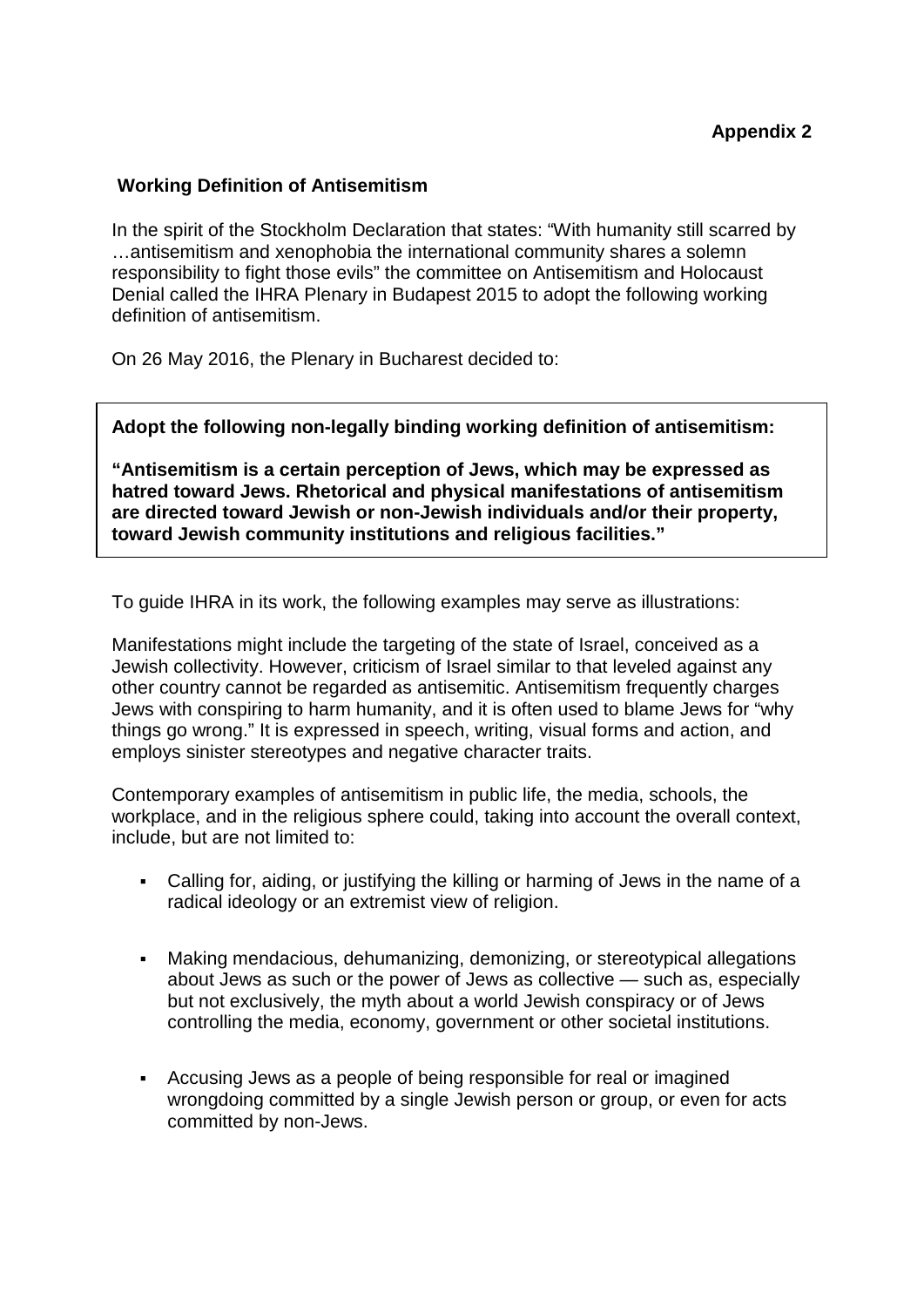**Appendix 2**

**Working Definition of Antisemitism**

In the spirit of the Stockholm Declaration that states: "With humanity still scarred by …antisemitism and xenophobia the international community shares a solemn responsibility to fight those evils" the committee on Antisemitism and Holocaust Denial called the IHRA Plenary in Budapest 2015 to adopt the following working definition of antisemitism.

On 26 May 2016, the Plenary in Bucharest decided to:

> **Adopt the following non-legally binding working definition of antisemitism:**
>
> **"Antisemitism is a certain perception of Jews, which may be expressed as hatred toward Jews. Rhetorical and physical manifestations of antisemitism are directed toward Jewish or non-Jewish individuals and/or their property, toward Jewish community institutions and religious facilities."**

To guide IHRA in its work, the following examples may serve as illustrations:

Manifestations might include the targeting of the state of Israel, conceived as a Jewish collectivity. However, criticism of Israel similar to that leveled against any other country cannot be regarded as antisemitic. Antisemitism frequently charges Jews with conspiring to harm humanity, and it is often used to blame Jews for "why things go wrong." It is expressed in speech, writing, visual forms and action, and employs sinister stereotypes and negative character traits.

Contemporary examples of antisemitism in public life, the media, schools, the workplace, and in the religious sphere could, taking into account the overall context, include, but are not limited to:

- Calling for, aiding, or justifying the killing or harming of Jews in the name of a radical ideology or an extremist view of religion.
- Making mendacious, dehumanizing, demonizing, or stereotypical allegations about Jews as such or the power of Jews as collective — such as, especially but not exclusively, the myth about a world Jewish conspiracy or of Jews controlling the media, economy, government or other societal institutions.
- Accusing Jews as a people of being responsible for real or imagined wrongdoing committed by a single Jewish person or group, or even for acts committed by non-Jews.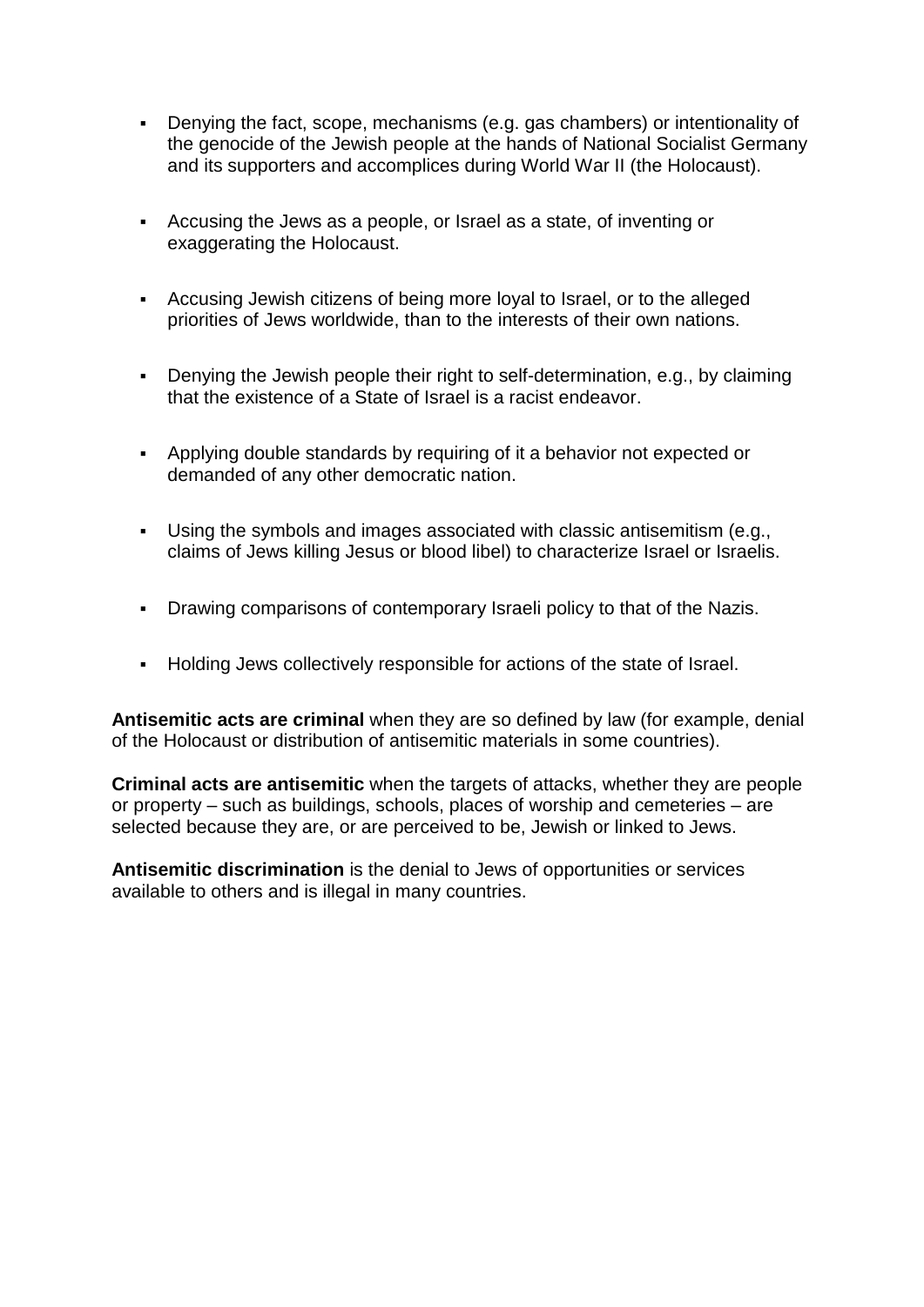- Denying the fact, scope, mechanisms (e.g. gas chambers) or intentionality of the genocide of the Jewish people at the hands of National Socialist Germany and its supporters and accomplices during World War II (the Holocaust).

- Accusing the Jews as a people, or Israel as a state, of inventing or exaggerating the Holocaust.

- Accusing Jewish citizens of being more loyal to Israel, or to the alleged priorities of Jews worldwide, than to the interests of their own nations.

- Denying the Jewish people their right to self-determination, e.g., by claiming that the existence of a State of Israel is a racist endeavor.

- Applying double standards by requiring of it a behavior not expected or demanded of any other democratic nation.

- Using the symbols and images associated with classic antisemitism (e.g., claims of Jews killing Jesus or blood libel) to characterize Israel or Israelis.

- Drawing comparisons of contemporary Israeli policy to that of the Nazis.

- Holding Jews collectively responsible for actions of the state of Israel.

**Antisemitic acts are criminal** when they are so defined by law (for example, denial of the Holocaust or distribution of antisemitic materials in some countries).

**Criminal acts are antisemitic** when the targets of attacks, whether they are people or property – such as buildings, schools, places of worship and cemeteries – are selected because they are, or are perceived to be, Jewish or linked to Jews.

**Antisemitic discrimination** is the denial to Jews of opportunities or services available to others and is illegal in many countries.